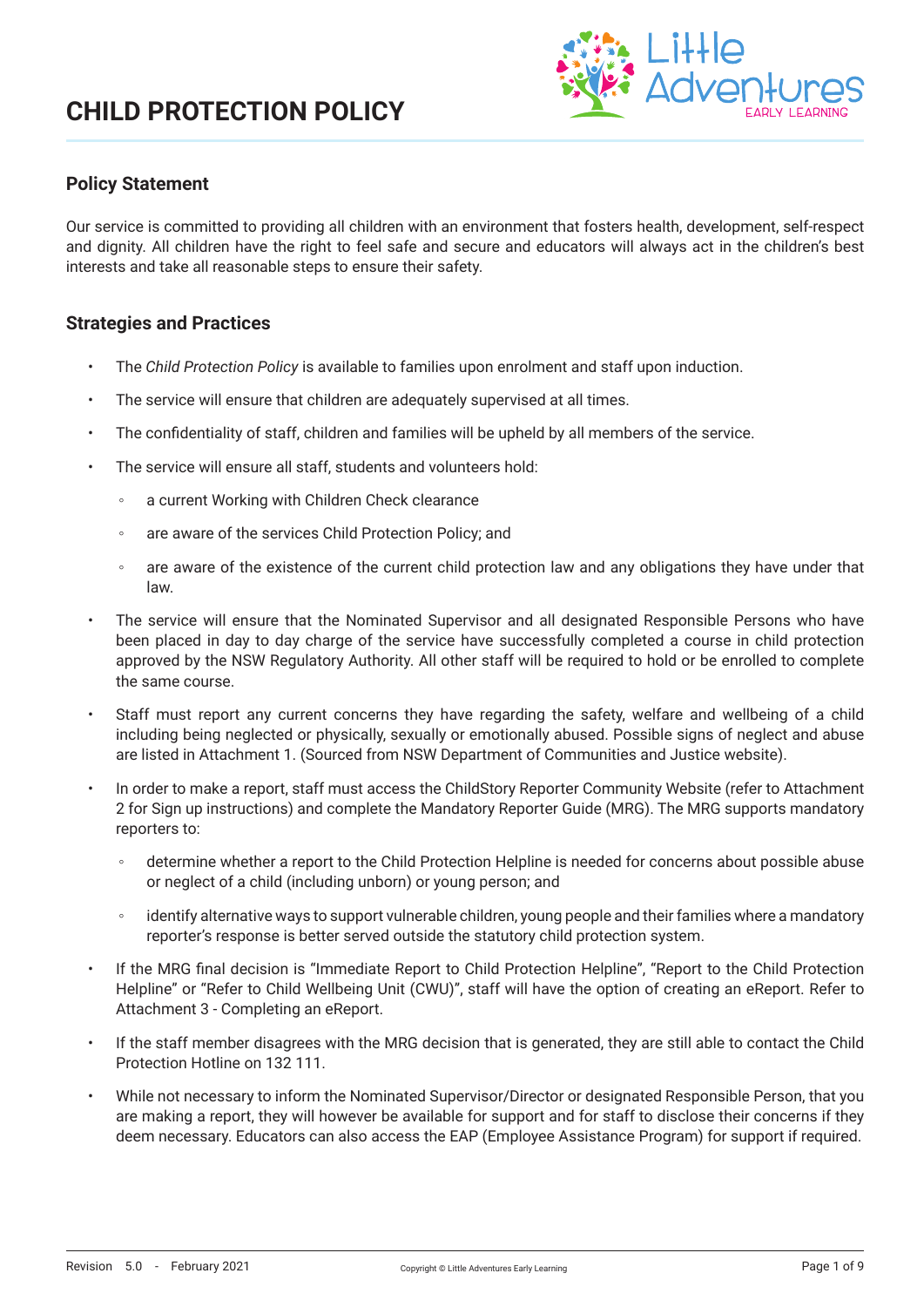# CHILD PROTECTION POLICY

## Policy Statement

Our service is committed to providing all children with an environment that fosters health, development, self-respect and dignity. All children have the right to feel safe and secure and educators will always act in the children's best interests and take all reasonable steps to ensure their safety.

## Strategies and Practices

- The *Child Protection Policy* is available to families upon enrolment and staff upon induction.
- The service will ensure that children are adequately supervised at all times.
- The confidentiality of staff, children and families will be upheld by all members of the service.
- The service will ensure all staff, students and volunteers hold:
  - a current Working with Children Check clearance
  - are aware of the services Child Protection Policy; and
  - are aware of the existence of the current child protection law and any obligations they have under that law.
- The service will ensure that the Nominated Supervisor and all designated Responsible Persons who have been placed in day to day charge of the service have successfully completed a course in child protection approved by the NSW Regulatory Authority. All other staff will be required to hold or be enrolled to complete the same course.
- Staff must report any current concerns they have regarding the safety, welfare and wellbeing of a child including being neglected or physically, sexually or emotionally abused. Possible signs of neglect and abuse are listed in Attachment 1. (Sourced from NSW Department of Communities and Justice website).
- In order to make a report, staff must access the ChildStory Reporter Community Website (refer to Attachment 2 for Sign up instructions) and complete the Mandatory Reporter Guide (MRG). The MRG supports mandatory reporters to:
  - determine whether a report to the Child Protection Helpline is needed for concerns about possible abuse or neglect of a child (including unborn) or young person; and
  - identify alternative ways to support vulnerable children, young people and their families where a mandatory reporter's response is better served outside the statutory child protection system.
- If the MRG final decision is "Immediate Report to Child Protection Helpline", "Report to the Child Protection Helpline" or "Refer to Child Wellbeing Unit (CWU)", staff will have the option of creating an eReport. Refer to Attachment 3 - Completing an eReport.
- If the staff member disagrees with the MRG decision that is generated, they are still able to contact the Child Protection Hotline on 132 111.
- While not necessary to inform the Nominated Supervisor/Director or designated Responsible Person, that you are making a report, they will however be available for support and for staff to disclose their concerns if they deem necessary. Educators can also access the EAP (Employee Assistance Program) for support if required.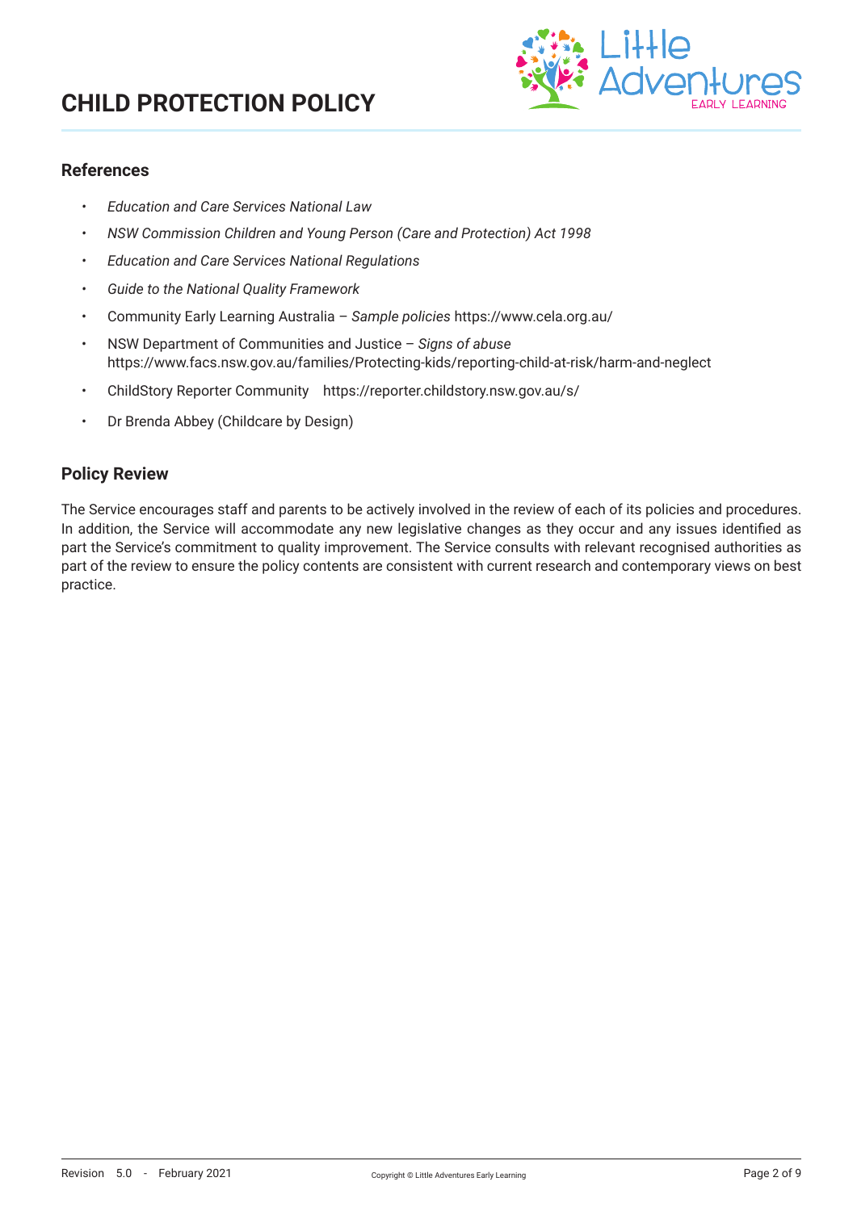## References

- *Education and Care Services National Law*
- *NSW Commission Children and Young Person (Care and Protection) Act 1998*
- *Education and Care Services National Regulations*
- *Guide to the National Quality Framework*
- Community Early Learning Australia – *Sample policies* https://www.cela.org.au/
- NSW Department of Communities and Justice – *Signs of abuse* https://www.facs.nsw.gov.au/families/Protecting-kids/reporting-child-at-risk/harm-and-neglect
- ChildStory Reporter Community https://reporter.childstory.nsw.gov.au/s/
- Dr Brenda Abbey (Childcare by Design)

## Policy Review

The Service encourages staff and parents to be actively involved in the review of each of its policies and procedures. In addition, the Service will accommodate any new legislative changes as they occur and any issues identified as part the Service's commitment to quality improvement. The Service consults with relevant recognised authorities as part of the review to ensure the policy contents are consistent with current research and contemporary views on best practice.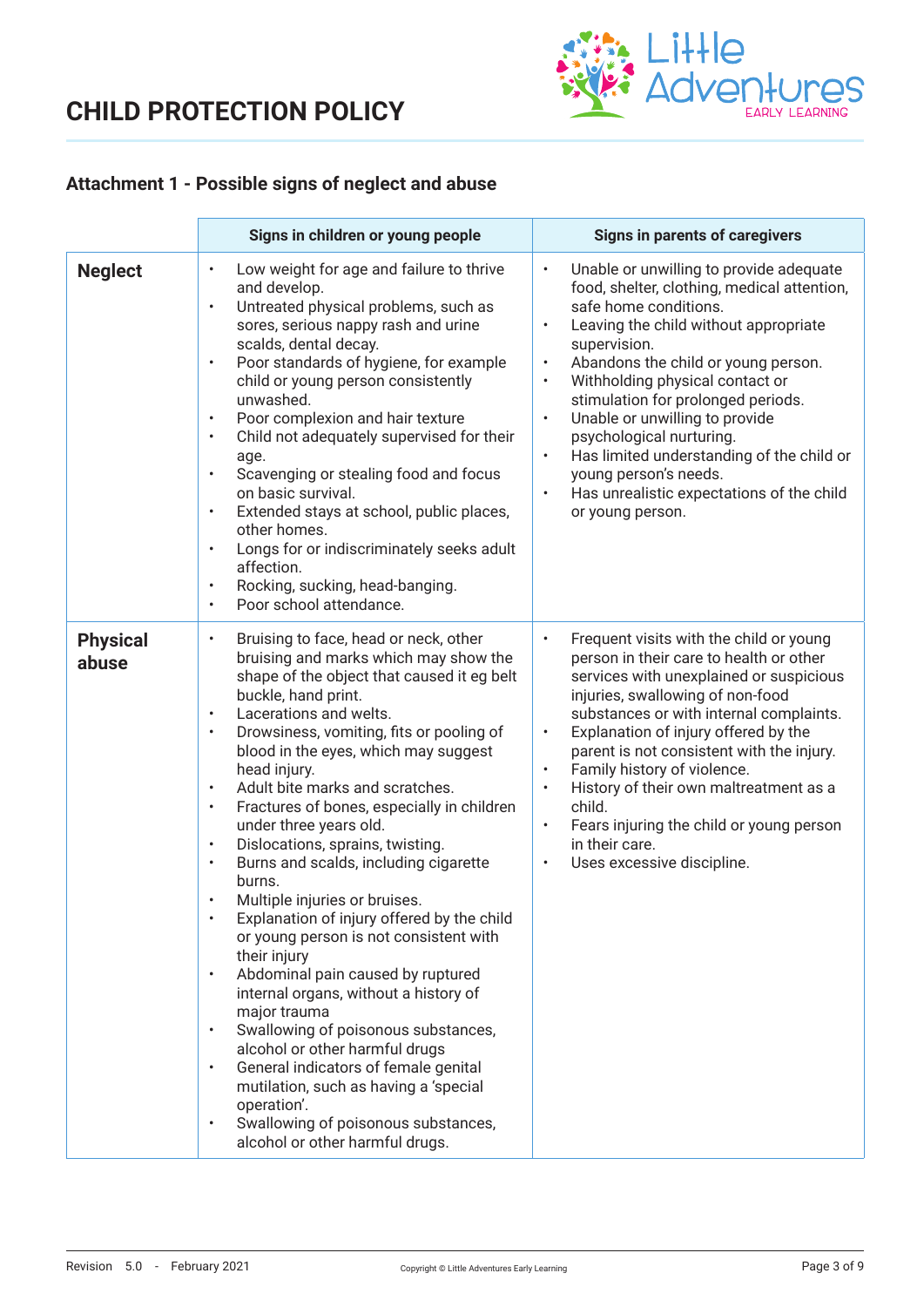# CHILD PROTECTION POLICY

## Attachment 1 - Possible signs of neglect and abuse

| | Signs in children or young people | Signs in parents of caregivers |
|---|---|---|
| **Neglect** | • Low weight for age and failure to thrive and develop.<br>• Untreated physical problems, such as sores, serious nappy rash and urine scalds, dental decay.<br>• Poor standards of hygiene, for example child or young person consistently unwashed.<br>• Poor complexion and hair texture<br>• Child not adequately supervised for their age.<br>• Scavenging or stealing food and focus on basic survival.<br>• Extended stays at school, public places, other homes.<br>• Longs for or indiscriminately seeks adult affection.<br>• Rocking, sucking, head-banging.<br>• Poor school attendance. | • Unable or unwilling to provide adequate food, shelter, clothing, medical attention, safe home conditions.<br>• Leaving the child without appropriate supervision.<br>• Abandons the child or young person.<br>• Withholding physical contact or stimulation for prolonged periods.<br>• Unable or unwilling to provide psychological nurturing.<br>• Has limited understanding of the child or young person's needs.<br>• Has unrealistic expectations of the child or young person. |
| **Physical abuse** | • Bruising to face, head or neck, other bruising and marks which may show the shape of the object that caused it eg belt buckle, hand print.<br>• Lacerations and welts.<br>• Drowsiness, vomiting, fits or pooling of blood in the eyes, which may suggest head injury.<br>• Adult bite marks and scratches.<br>• Fractures of bones, especially in children under three years old.<br>• Dislocations, sprains, twisting.<br>• Burns and scalds, including cigarette burns.<br>• Multiple injuries or bruises.<br>• Explanation of injury offered by the child or young person is not consistent with their injury<br>• Abdominal pain caused by ruptured internal organs, without a history of major trauma<br>• Swallowing of poisonous substances, alcohol or other harmful drugs<br>• General indicators of female genital mutilation, such as having a 'special operation'.<br>• Swallowing of poisonous substances, alcohol or other harmful drugs. | • Frequent visits with the child or young person in their care to health or other services with unexplained or suspicious injuries, swallowing of non-food substances or with internal complaints.<br>• Explanation of injury offered by the parent is not consistent with the injury.<br>• Family history of violence.<br>• History of their own maltreatment as a child.<br>• Fears injuring the child or young person in their care.<br>• Uses excessive discipline. |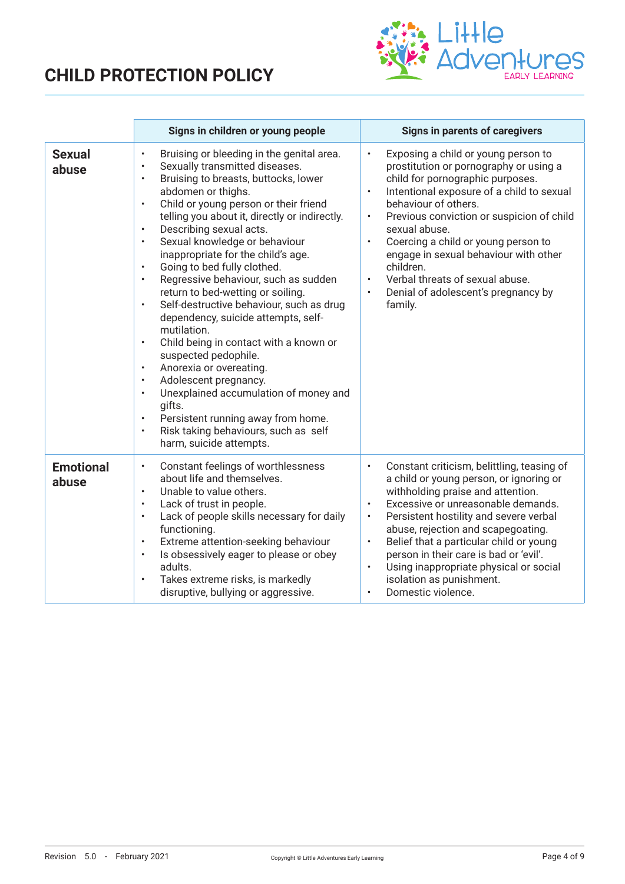# CHILD PROTECTION POLICY

| | Signs in children or young people | Signs in parents of caregivers |
|---|---|---|
| **Sexual abuse** | • Bruising or bleeding in the genital area.<br>• Sexually transmitted diseases.<br>• Bruising to breasts, buttocks, lower abdomen or thighs.<br>• Child or young person or their friend telling you about it, directly or indirectly.<br>• Describing sexual acts.<br>• Sexual knowledge or behaviour inappropriate for the child's age.<br>• Going to bed fully clothed.<br>• Regressive behaviour, such as sudden return to bed-wetting or soiling.<br>• Self-destructive behaviour, such as drug dependency, suicide attempts, self-mutilation.<br>• Child being in contact with a known or suspected pedophile.<br>• Anorexia or overeating.<br>• Adolescent pregnancy.<br>• Unexplained accumulation of money and gifts.<br>• Persistent running away from home.<br>• Risk taking behaviours, such as self harm, suicide attempts. | • Exposing a child or young person to prostitution or pornography or using a child for pornographic purposes.<br>• Intentional exposure of a child to sexual behaviour of others.<br>• Previous conviction or suspicion of child sexual abuse.<br>• Coercing a child or young person to engage in sexual behaviour with other children.<br>• Verbal threats of sexual abuse.<br>• Denial of adolescent's pregnancy by family. |
| **Emotional abuse** | • Constant feelings of worthlessness about life and themselves.<br>• Unable to value others.<br>• Lack of trust in people.<br>• Lack of people skills necessary for daily functioning.<br>• Extreme attention-seeking behaviour<br>• Is obsessively eager to please or obey adults.<br>• Takes extreme risks, is markedly disruptive, bullying or aggressive. | • Constant criticism, belittling, teasing of a child or young person, or ignoring or withholding praise and attention.<br>• Excessive or unreasonable demands.<br>• Persistent hostility and severe verbal abuse, rejection and scapegoating.<br>• Belief that a particular child or young person in their care is bad or 'evil'.<br>• Using inappropriate physical or social isolation as punishment.<br>• Domestic violence. |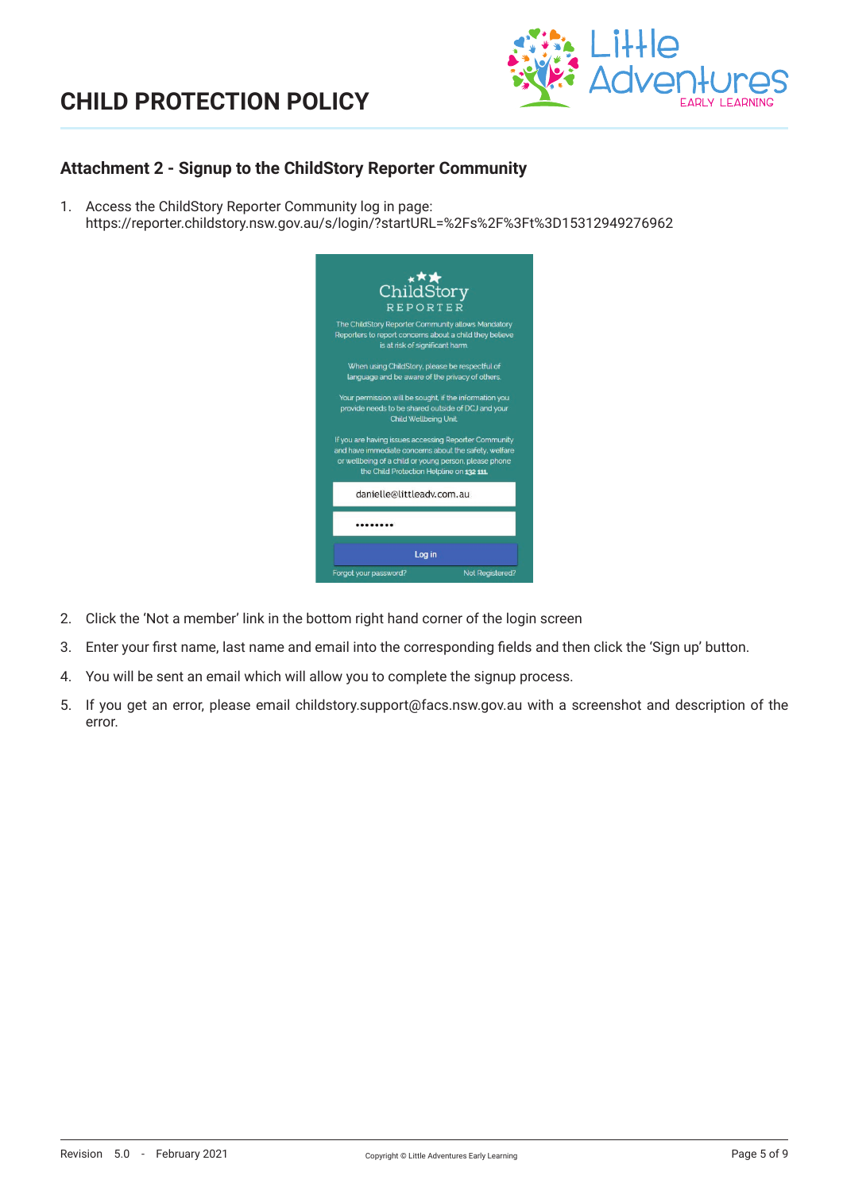## Attachment 2 - Signup to the ChildStory Reporter Community

1. Access the ChildStory Reporter Community log in page: https://reporter.childstory.nsw.gov.au/s/login/?startURL=%2Fs%2F%3Ft%3D15312949276962

2. Click the 'Not a member' link in the bottom right hand corner of the login screen

3. Enter your first name, last name and email into the corresponding fields and then click the 'Sign up' button.

4. You will be sent an email which will allow you to complete the signup process.

5. If you get an error, please email childstory.support@facs.nsw.gov.au with a screenshot and description of the error.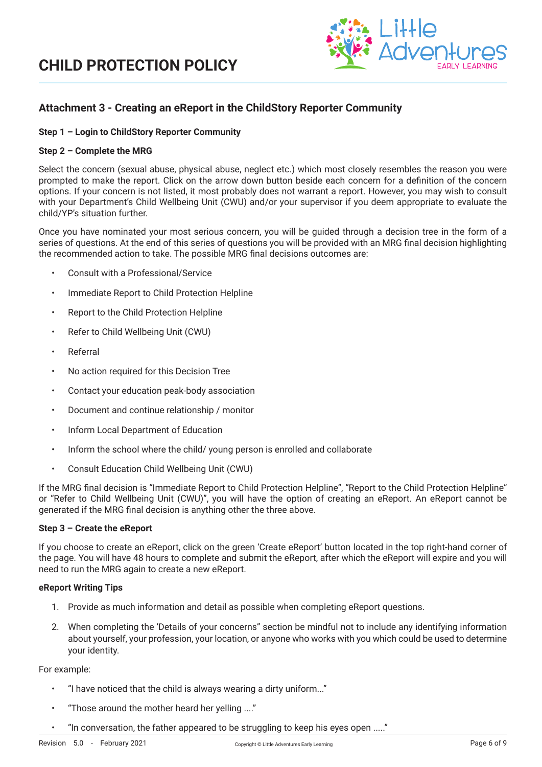# CHILD PROTECTION POLICY

## Attachment 3 - Creating an eReport in the ChildStory Reporter Community

**Step 1 – Login to ChildStory Reporter Community**

**Step 2 – Complete the MRG**

Select the concern (sexual abuse, physical abuse, neglect etc.) which most closely resembles the reason you were prompted to make the report. Click on the arrow down button beside each concern for a definition of the concern options. If your concern is not listed, it most probably does not warrant a report. However, you may wish to consult with your Department's Child Wellbeing Unit (CWU) and/or your supervisor if you deem appropriate to evaluate the child/YP's situation further.

Once you have nominated your most serious concern, you will be guided through a decision tree in the form of a series of questions. At the end of this series of questions you will be provided with an MRG final decision highlighting the recommended action to take. The possible MRG final decisions outcomes are:

- Consult with a Professional/Service
- Immediate Report to Child Protection Helpline
- Report to the Child Protection Helpline
- Refer to Child Wellbeing Unit (CWU)
- Referral
- No action required for this Decision Tree
- Contact your education peak-body association
- Document and continue relationship / monitor
- Inform Local Department of Education
- Inform the school where the child/ young person is enrolled and collaborate
- Consult Education Child Wellbeing Unit (CWU)

If the MRG final decision is "Immediate Report to Child Protection Helpline", "Report to the Child Protection Helpline" or "Refer to Child Wellbeing Unit (CWU)", you will have the option of creating an eReport. An eReport cannot be generated if the MRG final decision is anything other the three above.

**Step 3 – Create the eReport**

If you choose to create an eReport, click on the green 'Create eReport' button located in the top right-hand corner of the page. You will have 48 hours to complete and submit the eReport, after which the eReport will expire and you will need to run the MRG again to create a new eReport.

**eReport Writing Tips**

1. Provide as much information and detail as possible when completing eReport questions.
2. When completing the 'Details of your concerns" section be mindful not to include any identifying information about yourself, your profession, your location, or anyone who works with you which could be used to determine your identity.

For example:

- "I have noticed that the child is always wearing a dirty uniform..."
- "Those around the mother heard her yelling ...."
- "In conversation, the father appeared to be struggling to keep his eyes open ....."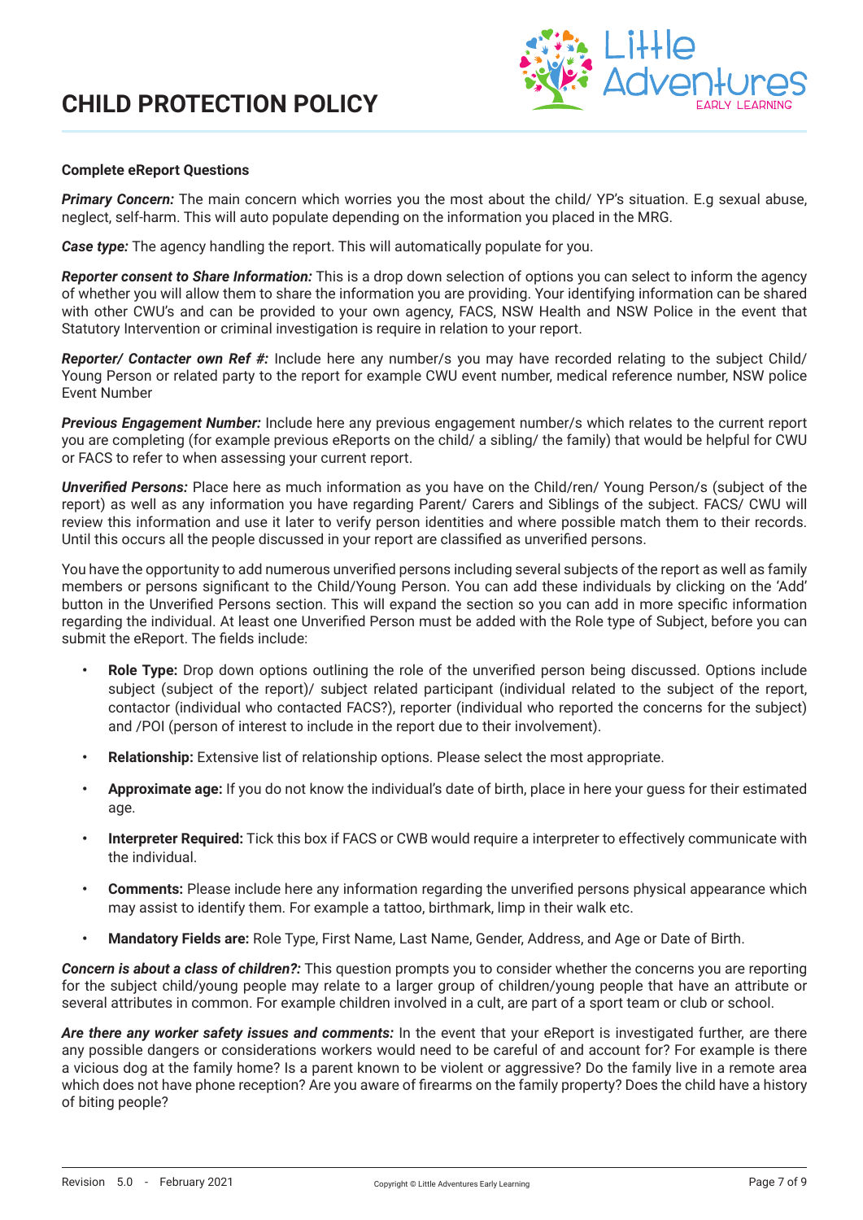**Complete eReport Questions**

***Primary Concern:*** The main concern which worries you the most about the child/ YP's situation. E.g sexual abuse, neglect, self-harm. This will auto populate depending on the information you placed in the MRG.

***Case type:*** The agency handling the report. This will automatically populate for you.

***Reporter consent to Share Information:*** This is a drop down selection of options you can select to inform the agency of whether you will allow them to share the information you are providing. Your identifying information can be shared with other CWU's and can be provided to your own agency, FACS, NSW Health and NSW Police in the event that Statutory Intervention or criminal investigation is require in relation to your report.

***Reporter/ Contacter own Ref #:*** Include here any number/s you may have recorded relating to the subject Child/ Young Person or related party to the report for example CWU event number, medical reference number, NSW police Event Number

***Previous Engagement Number:*** Include here any previous engagement number/s which relates to the current report you are completing (for example previous eReports on the child/ a sibling/ the family) that would be helpful for CWU or FACS to refer to when assessing your current report.

***Unverified Persons:*** Place here as much information as you have on the Child/ren/ Young Person/s (subject of the report) as well as any information you have regarding Parent/ Carers and Siblings of the subject. FACS/ CWU will review this information and use it later to verify person identities and where possible match them to their records. Until this occurs all the people discussed in your report are classified as unverified persons.

You have the opportunity to add numerous unverified persons including several subjects of the report as well as family members or persons significant to the Child/Young Person. You can add these individuals by clicking on the 'Add' button in the Unverified Persons section. This will expand the section so you can add in more specific information regarding the individual. At least one Unverified Person must be added with the Role type of Subject, before you can submit the eReport. The fields include:

- **Role Type:** Drop down options outlining the role of the unverified person being discussed. Options include subject (subject of the report)/ subject related participant (individual related to the subject of the report, contactor (individual who contacted FACS?), reporter (individual who reported the concerns for the subject) and /POI (person of interest to include in the report due to their involvement).
- **Relationship:** Extensive list of relationship options. Please select the most appropriate.
- **Approximate age:** If you do not know the individual's date of birth, place in here your guess for their estimated age.
- **Interpreter Required:** Tick this box if FACS or CWB would require a interpreter to effectively communicate with the individual.
- **Comments:** Please include here any information regarding the unverified persons physical appearance which may assist to identify them. For example a tattoo, birthmark, limp in their walk etc.
- **Mandatory Fields are:** Role Type, First Name, Last Name, Gender, Address, and Age or Date of Birth.

***Concern is about a class of children?:*** This question prompts you to consider whether the concerns you are reporting for the subject child/young people may relate to a larger group of children/young people that have an attribute or several attributes in common. For example children involved in a cult, are part of a sport team or club or school.

***Are there any worker safety issues and comments:*** In the event that your eReport is investigated further, are there any possible dangers or considerations workers would need to be careful of and account for? For example is there a vicious dog at the family home? Is a parent known to be violent or aggressive? Do the family live in a remote area which does not have phone reception? Are you aware of firearms on the family property? Does the child have a history of biting people?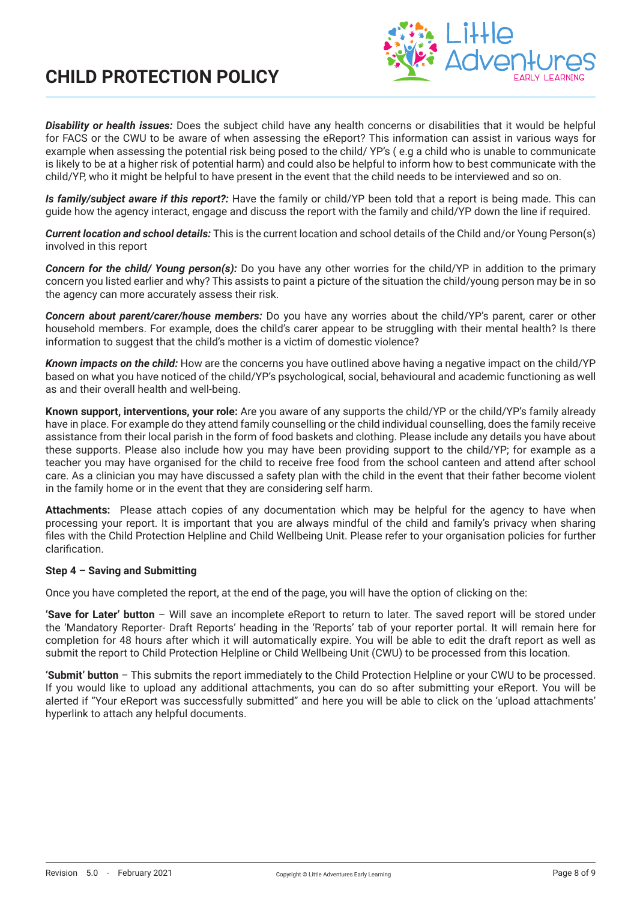***Disability or health issues:*** Does the subject child have any health concerns or disabilities that it would be helpful for FACS or the CWU to be aware of when assessing the eReport? This information can assist in various ways for example when assessing the potential risk being posed to the child/ YP's ( e.g a child who is unable to communicate is likely to be at a higher risk of potential harm) and could also be helpful to inform how to best communicate with the child/YP, who it might be helpful to have present in the event that the child needs to be interviewed and so on.

***Is family/subject aware if this report?:*** Have the family or child/YP been told that a report is being made. This can guide how the agency interact, engage and discuss the report with the family and child/YP down the line if required.

***Current location and school details:*** This is the current location and school details of the Child and/or Young Person(s) involved in this report

***Concern for the child/ Young person(s):*** Do you have any other worries for the child/YP in addition to the primary concern you listed earlier and why? This assists to paint a picture of the situation the child/young person may be in so the agency can more accurately assess their risk.

***Concern about parent/carer/house members:*** Do you have any worries about the child/YP's parent, carer or other household members. For example, does the child's carer appear to be struggling with their mental health? Is there information to suggest that the child's mother is a victim of domestic violence?

***Known impacts on the child:*** How are the concerns you have outlined above having a negative impact on the child/YP based on what you have noticed of the child/YP's psychological, social, behavioural and academic functioning as well as and their overall health and well-being.

**Known support, interventions, your role:** Are you aware of any supports the child/YP or the child/YP's family already have in place. For example do they attend family counselling or the child individual counselling, does the family receive assistance from their local parish in the form of food baskets and clothing. Please include any details you have about these supports. Please also include how you may have been providing support to the child/YP; for example as a teacher you may have organised for the child to receive free food from the school canteen and attend after school care. As a clinician you may have discussed a safety plan with the child in the event that their father become violent in the family home or in the event that they are considering self harm.

**Attachments:** Please attach copies of any documentation which may be helpful for the agency to have when processing your report. It is important that you are always mindful of the child and family's privacy when sharing files with the Child Protection Helpline and Child Wellbeing Unit. Please refer to your organisation policies for further clarification.

**Step 4 – Saving and Submitting**

Once you have completed the report, at the end of the page, you will have the option of clicking on the:

**'Save for Later' button** – Will save an incomplete eReport to return to later. The saved report will be stored under the 'Mandatory Reporter- Draft Reports' heading in the 'Reports' tab of your reporter portal. It will remain here for completion for 48 hours after which it will automatically expire. You will be able to edit the draft report as well as submit the report to Child Protection Helpline or Child Wellbeing Unit (CWU) to be processed from this location.

**'Submit' button** – This submits the report immediately to the Child Protection Helpline or your CWU to be processed. If you would like to upload any additional attachments, you can do so after submitting your eReport. You will be alerted if "Your eReport was successfully submitted" and here you will be able to click on the 'upload attachments' hyperlink to attach any helpful documents.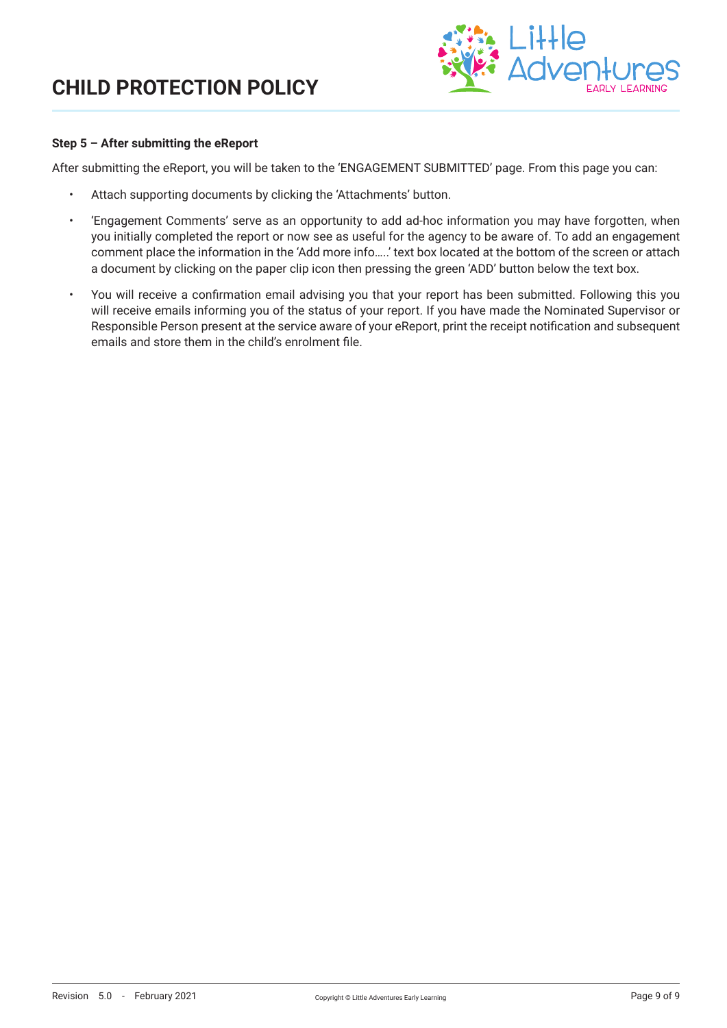**Step 5 – After submitting the eReport**

After submitting the eReport, you will be taken to the 'ENGAGEMENT SUBMITTED' page. From this page you can:

- Attach supporting documents by clicking the 'Attachments' button.
- 'Engagement Comments' serve as an opportunity to add ad-hoc information you may have forgotten, when you initially completed the report or now see as useful for the agency to be aware of. To add an engagement comment place the information in the 'Add more info…..' text box located at the bottom of the screen or attach a document by clicking on the paper clip icon then pressing the green 'ADD' button below the text box.
- You will receive a confirmation email advising you that your report has been submitted. Following this you will receive emails informing you of the status of your report. If you have made the Nominated Supervisor or Responsible Person present at the service aware of your eReport, print the receipt notification and subsequent emails and store them in the child's enrolment file.